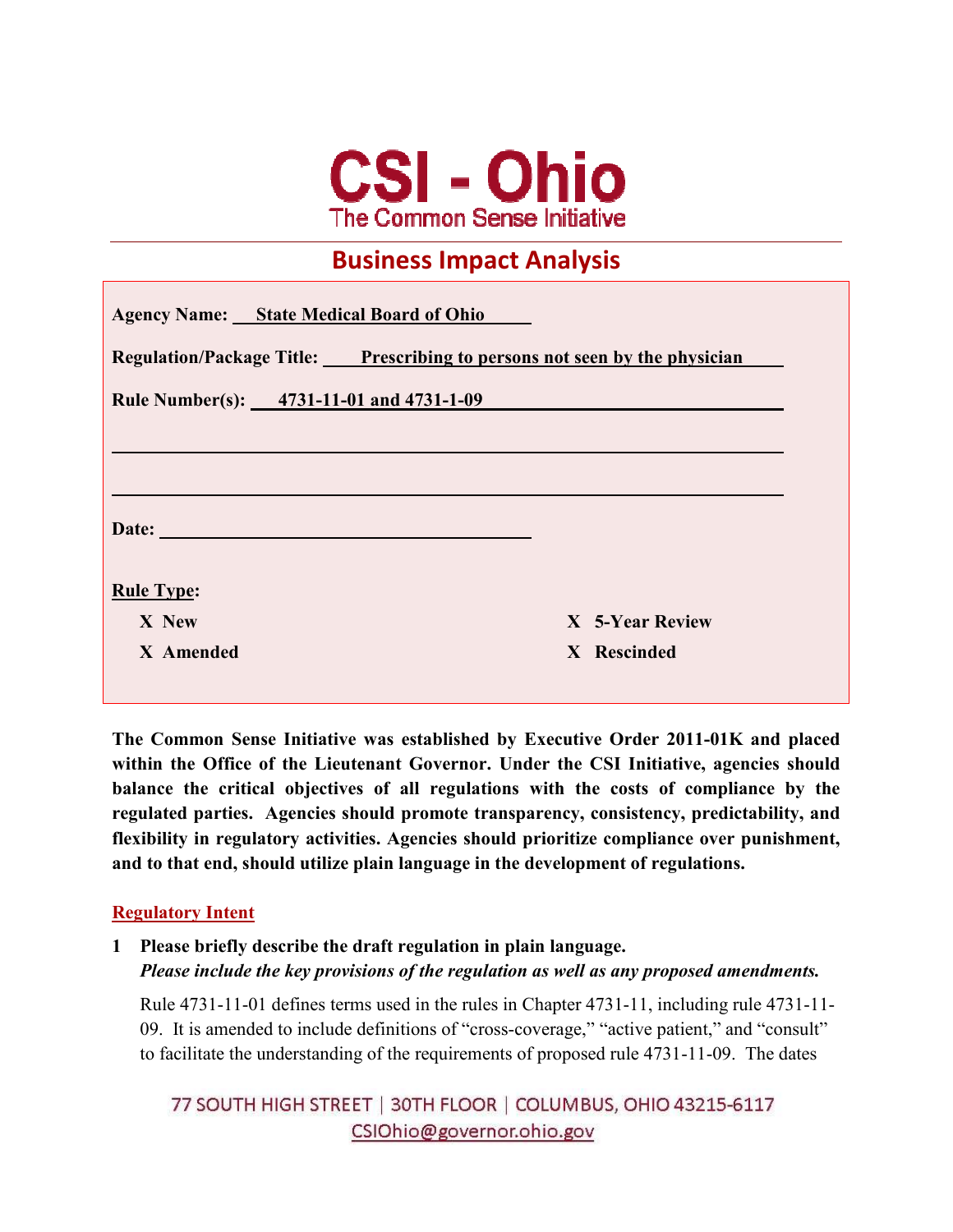# CSI - Ohio

The Common Sense Initiative

## Business Impact Analysis

**Agency Name:** State Medical Board of Ohio

**Regulation/Package Title:** Prescribing to persons not seen by the physician

**Rule Number(s):** 4731-11-01 and 4731-1-09

**Date:**

**Rule Type:**

- X New
- X Amended
- X 5-Year Review
- X Rescinded

**The Common Sense Initiative was established by Executive Order 2011-01K and placed within the Office of the Lieutenant Governor. Under the CSI Initiative, agencies should balance the critical objectives of all regulations with the costs of compliance by the regulated parties. Agencies should promote transparency, consistency, predictability, and flexibility in regulatory activities. Agencies should prioritize compliance over punishment, and to that end, should utilize plain language in the development of regulations.**

### Regulatory Intent

**1 Please briefly describe the draft regulation in plain language.**
***Please include the key provisions of the regulation as well as any proposed amendments.***

Rule 4731-11-01 defines terms used in the rules in Chapter 4731-11, including rule 4731-11-09. It is amended to include definitions of "cross-coverage," "active patient," and "consult" to facilitate the understanding of the requirements of proposed rule 4731-11-09. The dates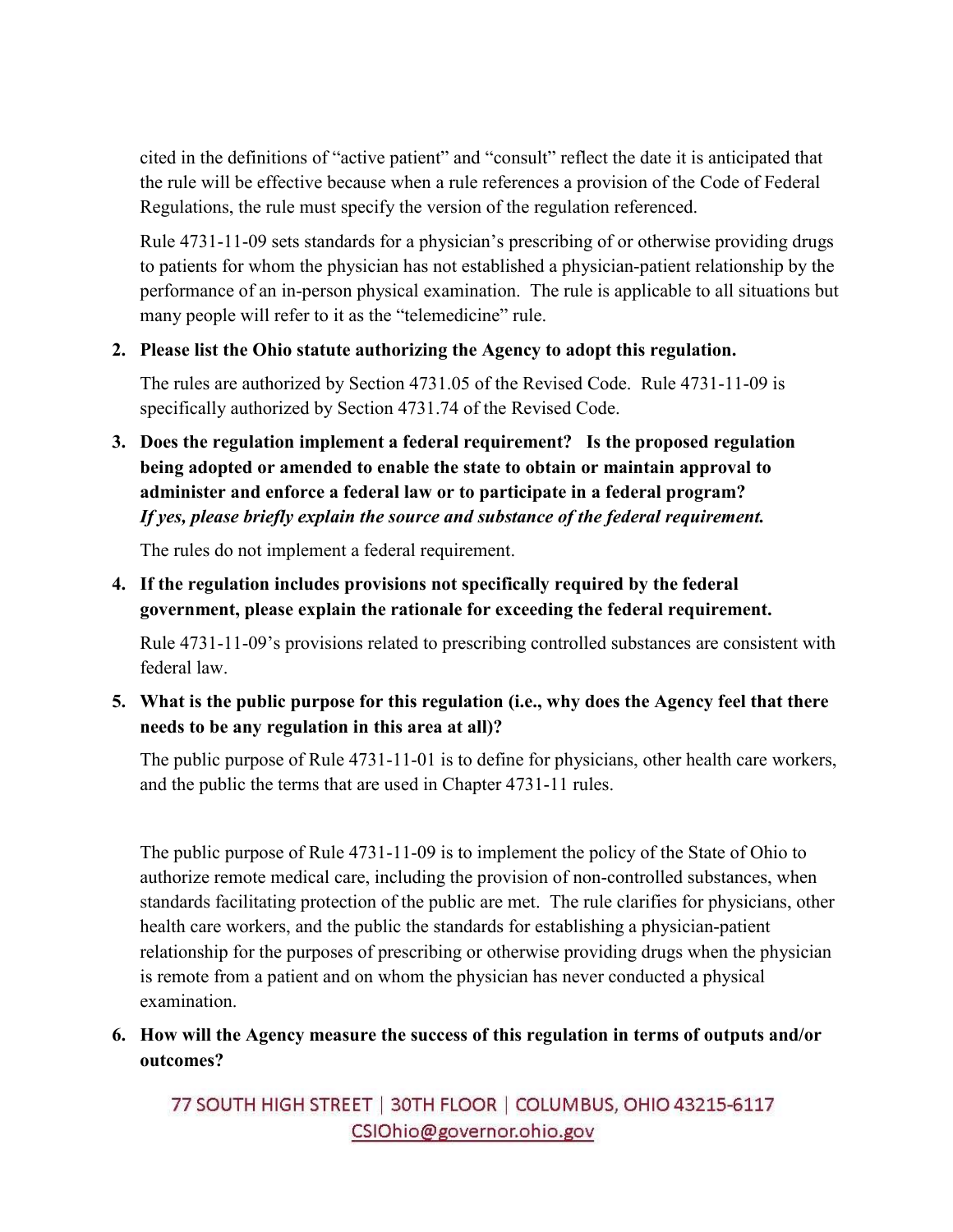cited in the definitions of "active patient" and "consult" reflect the date it is anticipated that the rule will be effective because when a rule references a provision of the Code of Federal Regulations, the rule must specify the version of the regulation referenced.

Rule 4731-11-09 sets standards for a physician's prescribing of or otherwise providing drugs to patients for whom the physician has not established a physician-patient relationship by the performance of an in-person physical examination. The rule is applicable to all situations but many people will refer to it as the "telemedicine" rule.

2. **Please list the Ohio statute authorizing the Agency to adopt this regulation.**

   The rules are authorized by Section 4731.05 of the Revised Code. Rule 4731-11-09 is specifically authorized by Section 4731.74 of the Revised Code.

3. **Does the regulation implement a federal requirement? Is the proposed regulation being adopted or amended to enable the state to obtain or maintain approval to administer and enforce a federal law or to participate in a federal program?** ***If yes, please briefly explain the source and substance of the federal requirement.***

   The rules do not implement a federal requirement.

4. **If the regulation includes provisions not specifically required by the federal government, please explain the rationale for exceeding the federal requirement.**

   Rule 4731-11-09's provisions related to prescribing controlled substances are consistent with federal law.

5. **What is the public purpose for this regulation (i.e., why does the Agency feel that there needs to be any regulation in this area at all)?**

   The public purpose of Rule 4731-11-01 is to define for physicians, other health care workers, and the public the terms that are used in Chapter 4731-11 rules.

   The public purpose of Rule 4731-11-09 is to implement the policy of the State of Ohio to authorize remote medical care, including the provision of non-controlled substances, when standards facilitating protection of the public are met. The rule clarifies for physicians, other health care workers, and the public the standards for establishing a physician-patient relationship for the purposes of prescribing or otherwise providing drugs when the physician is remote from a patient and on whom the physician has never conducted a physical examination.

6. **How will the Agency measure the success of this regulation in terms of outputs and/or outcomes?**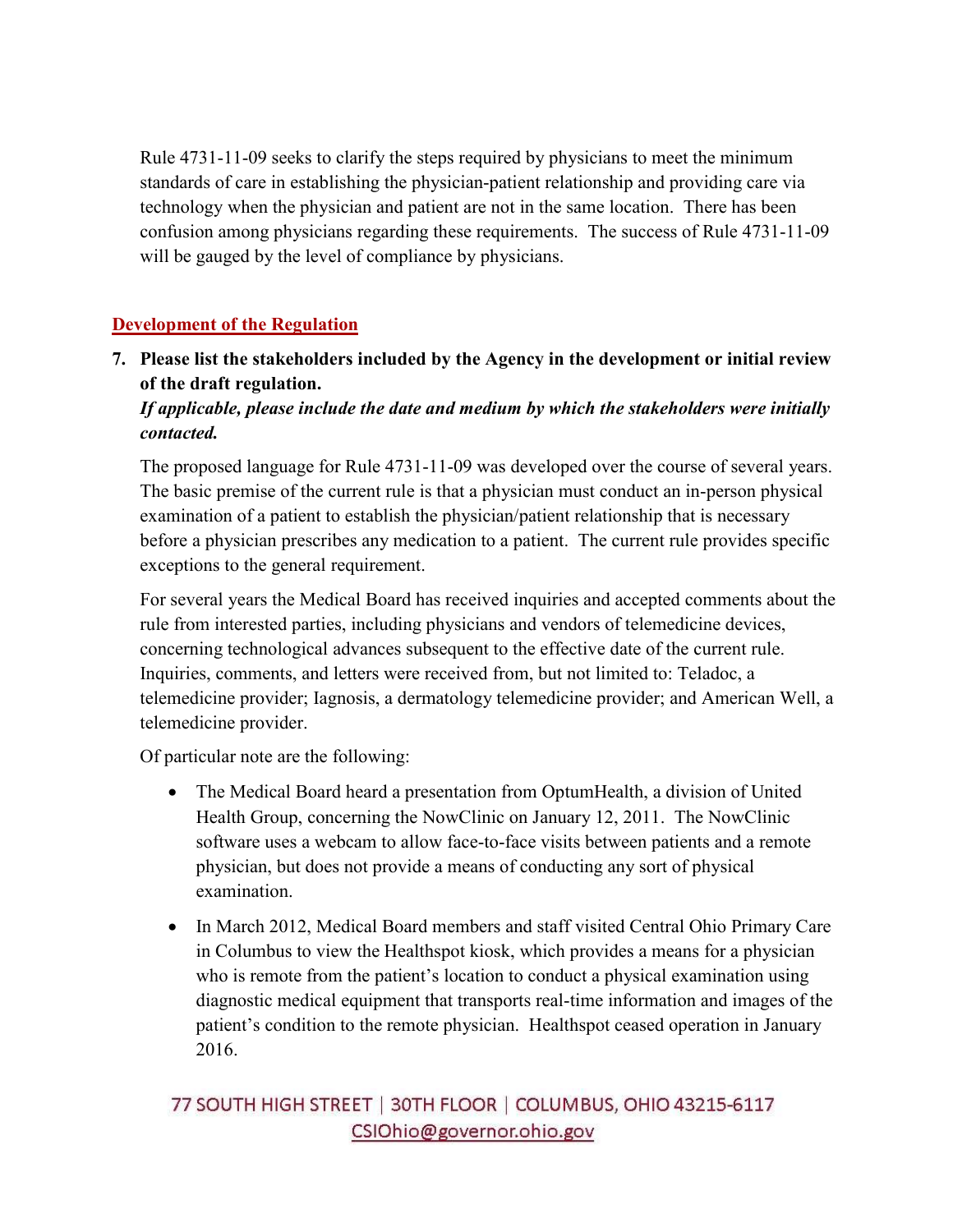Rule 4731-11-09 seeks to clarify the steps required by physicians to meet the minimum standards of care in establishing the physician-patient relationship and providing care via technology when the physician and patient are not in the same location. There has been confusion among physicians regarding these requirements. The success of Rule 4731-11-09 will be gauged by the level of compliance by physicians.

## Development of the Regulation

**7. Please list the stakeholders included by the Agency in the development or initial review of the draft regulation.**

***If applicable, please include the date and medium by which the stakeholders were initially contacted.***

The proposed language for Rule 4731-11-09 was developed over the course of several years. The basic premise of the current rule is that a physician must conduct an in-person physical examination of a patient to establish the physician/patient relationship that is necessary before a physician prescribes any medication to a patient. The current rule provides specific exceptions to the general requirement.

For several years the Medical Board has received inquiries and accepted comments about the rule from interested parties, including physicians and vendors of telemedicine devices, concerning technological advances subsequent to the effective date of the current rule. Inquiries, comments, and letters were received from, but not limited to: Teladoc, a telemedicine provider; Iagnosis, a dermatology telemedicine provider; and American Well, a telemedicine provider.

Of particular note are the following:

- The Medical Board heard a presentation from OptumHealth, a division of United Health Group, concerning the NowClinic on January 12, 2011. The NowClinic software uses a webcam to allow face-to-face visits between patients and a remote physician, but does not provide a means of conducting any sort of physical examination.
- In March 2012, Medical Board members and staff visited Central Ohio Primary Care in Columbus to view the Healthspot kiosk, which provides a means for a physician who is remote from the patient's location to conduct a physical examination using diagnostic medical equipment that transports real-time information and images of the patient's condition to the remote physician. Healthspot ceased operation in January 2016.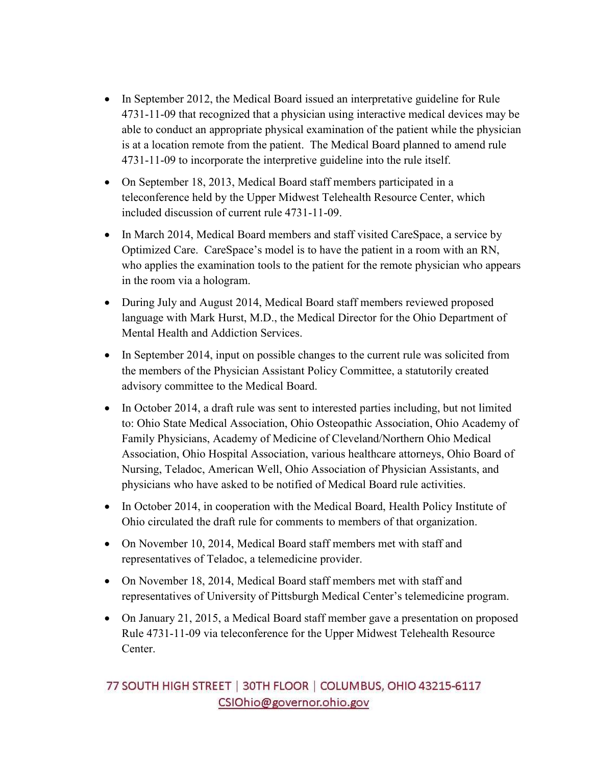- In September 2012, the Medical Board issued an interpretative guideline for Rule 4731-11-09 that recognized that a physician using interactive medical devices may be able to conduct an appropriate physical examination of the patient while the physician is at a location remote from the patient. The Medical Board planned to amend rule 4731-11-09 to incorporate the interpretive guideline into the rule itself.
- On September 18, 2013, Medical Board staff members participated in a teleconference held by the Upper Midwest Telehealth Resource Center, which included discussion of current rule 4731-11-09.
- In March 2014, Medical Board members and staff visited CareSpace, a service by Optimized Care. CareSpace's model is to have the patient in a room with an RN, who applies the examination tools to the patient for the remote physician who appears in the room via a hologram.
- During July and August 2014, Medical Board staff members reviewed proposed language with Mark Hurst, M.D., the Medical Director for the Ohio Department of Mental Health and Addiction Services.
- In September 2014, input on possible changes to the current rule was solicited from the members of the Physician Assistant Policy Committee, a statutorily created advisory committee to the Medical Board.
- In October 2014, a draft rule was sent to interested parties including, but not limited to: Ohio State Medical Association, Ohio Osteopathic Association, Ohio Academy of Family Physicians, Academy of Medicine of Cleveland/Northern Ohio Medical Association, Ohio Hospital Association, various healthcare attorneys, Ohio Board of Nursing, Teladoc, American Well, Ohio Association of Physician Assistants, and physicians who have asked to be notified of Medical Board rule activities.
- In October 2014, in cooperation with the Medical Board, Health Policy Institute of Ohio circulated the draft rule for comments to members of that organization.
- On November 10, 2014, Medical Board staff members met with staff and representatives of Teladoc, a telemedicine provider.
- On November 18, 2014, Medical Board staff members met with staff and representatives of University of Pittsburgh Medical Center's telemedicine program.
- On January 21, 2015, a Medical Board staff member gave a presentation on proposed Rule 4731-11-09 via teleconference for the Upper Midwest Telehealth Resource Center.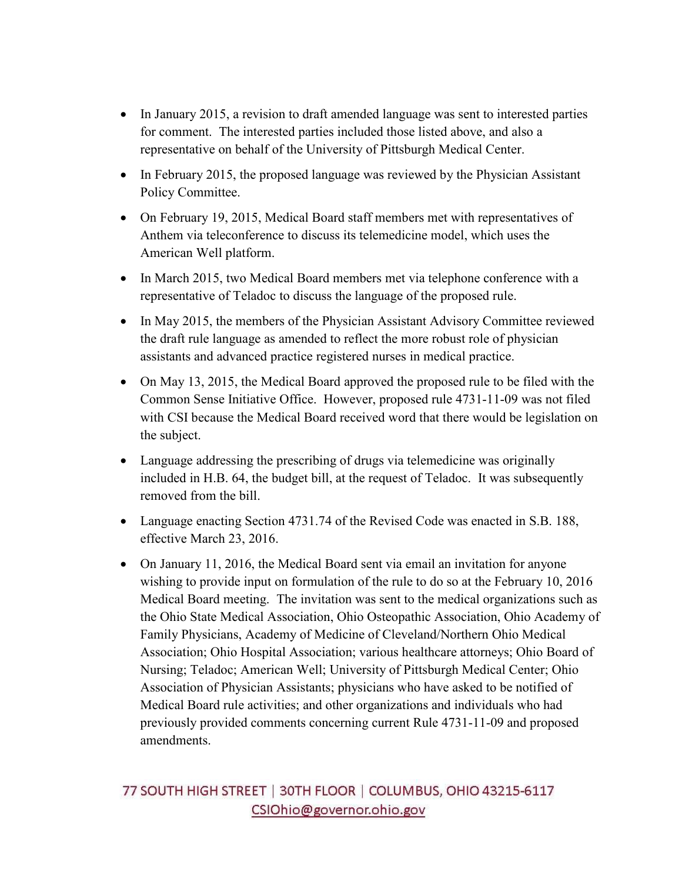- In January 2015, a revision to draft amended language was sent to interested parties for comment. The interested parties included those listed above, and also a representative on behalf of the University of Pittsburgh Medical Center.
- In February 2015, the proposed language was reviewed by the Physician Assistant Policy Committee.
- On February 19, 2015, Medical Board staff members met with representatives of Anthem via teleconference to discuss its telemedicine model, which uses the American Well platform.
- In March 2015, two Medical Board members met via telephone conference with a representative of Teladoc to discuss the language of the proposed rule.
- In May 2015, the members of the Physician Assistant Advisory Committee reviewed the draft rule language as amended to reflect the more robust role of physician assistants and advanced practice registered nurses in medical practice.
- On May 13, 2015, the Medical Board approved the proposed rule to be filed with the Common Sense Initiative Office. However, proposed rule 4731-11-09 was not filed with CSI because the Medical Board received word that there would be legislation on the subject.
- Language addressing the prescribing of drugs via telemedicine was originally included in H.B. 64, the budget bill, at the request of Teladoc. It was subsequently removed from the bill.
- Language enacting Section 4731.74 of the Revised Code was enacted in S.B. 188, effective March 23, 2016.
- On January 11, 2016, the Medical Board sent via email an invitation for anyone wishing to provide input on formulation of the rule to do so at the February 10, 2016 Medical Board meeting. The invitation was sent to the medical organizations such as the Ohio State Medical Association, Ohio Osteopathic Association, Ohio Academy of Family Physicians, Academy of Medicine of Cleveland/Northern Ohio Medical Association; Ohio Hospital Association; various healthcare attorneys; Ohio Board of Nursing; Teladoc; American Well; University of Pittsburgh Medical Center; Ohio Association of Physician Assistants; physicians who have asked to be notified of Medical Board rule activities; and other organizations and individuals who had previously provided comments concerning current Rule 4731-11-09 and proposed amendments.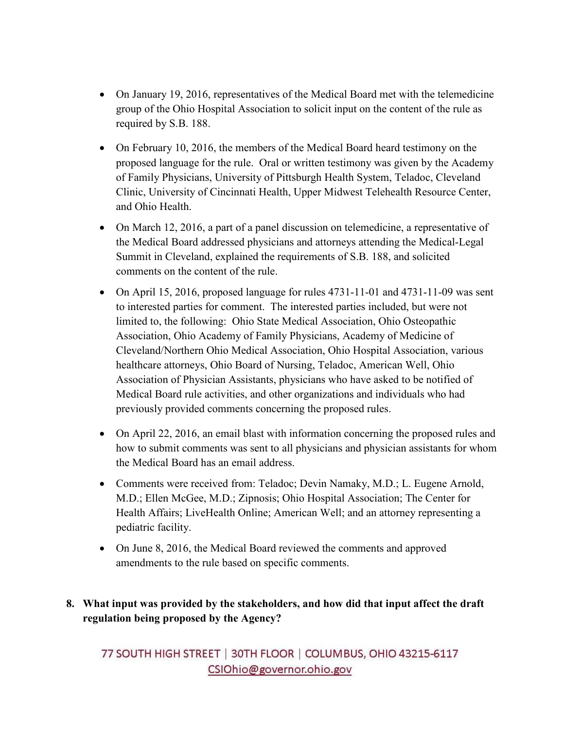- On January 19, 2016, representatives of the Medical Board met with the telemedicine group of the Ohio Hospital Association to solicit input on the content of the rule as required by S.B. 188.

- On February 10, 2016, the members of the Medical Board heard testimony on the proposed language for the rule. Oral or written testimony was given by the Academy of Family Physicians, University of Pittsburgh Health System, Teladoc, Cleveland Clinic, University of Cincinnati Health, Upper Midwest Telehealth Resource Center, and Ohio Health.

- On March 12, 2016, a part of a panel discussion on telemedicine, a representative of the Medical Board addressed physicians and attorneys attending the Medical-Legal Summit in Cleveland, explained the requirements of S.B. 188, and solicited comments on the content of the rule.

- On April 15, 2016, proposed language for rules 4731-11-01 and 4731-11-09 was sent to interested parties for comment. The interested parties included, but were not limited to, the following: Ohio State Medical Association, Ohio Osteopathic Association, Ohio Academy of Family Physicians, Academy of Medicine of Cleveland/Northern Ohio Medical Association, Ohio Hospital Association, various healthcare attorneys, Ohio Board of Nursing, Teladoc, American Well, Ohio Association of Physician Assistants, physicians who have asked to be notified of Medical Board rule activities, and other organizations and individuals who had previously provided comments concerning the proposed rules.

- On April 22, 2016, an email blast with information concerning the proposed rules and how to submit comments was sent to all physicians and physician assistants for whom the Medical Board has an email address.

- Comments were received from: Teladoc; Devin Namaky, M.D.; L. Eugene Arnold, M.D.; Ellen McGee, M.D.; Zipnosis; Ohio Hospital Association; The Center for Health Affairs; LiveHealth Online; American Well; and an attorney representing a pediatric facility.

- On June 8, 2016, the Medical Board reviewed the comments and approved amendments to the rule based on specific comments.

**8. What input was provided by the stakeholders, and how did that input affect the draft regulation being proposed by the Agency?**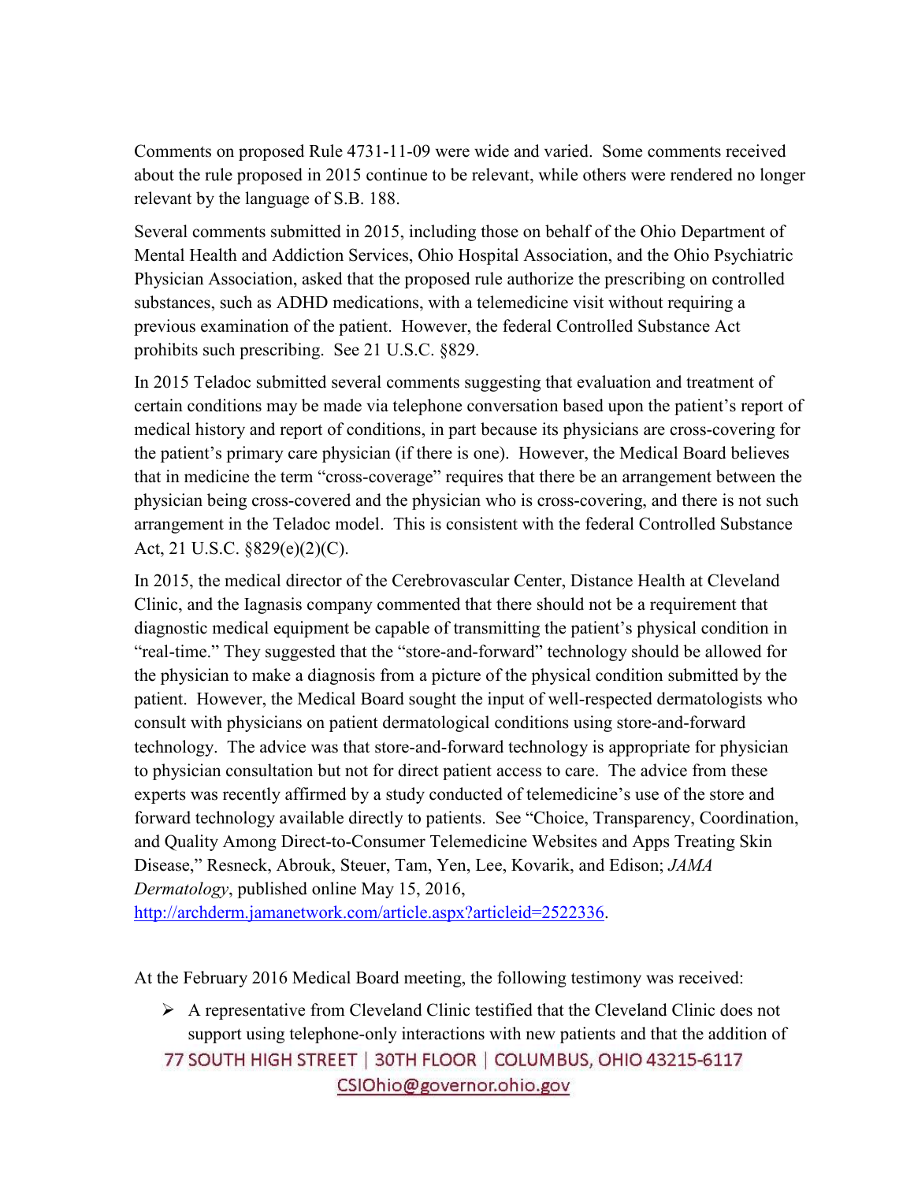Comments on proposed Rule 4731-11-09 were wide and varied. Some comments received about the rule proposed in 2015 continue to be relevant, while others were rendered no longer relevant by the language of S.B. 188.

Several comments submitted in 2015, including those on behalf of the Ohio Department of Mental Health and Addiction Services, Ohio Hospital Association, and the Ohio Psychiatric Physician Association, asked that the proposed rule authorize the prescribing on controlled substances, such as ADHD medications, with a telemedicine visit without requiring a previous examination of the patient. However, the federal Controlled Substance Act prohibits such prescribing. See 21 U.S.C. §829.

In 2015 Teladoc submitted several comments suggesting that evaluation and treatment of certain conditions may be made via telephone conversation based upon the patient's report of medical history and report of conditions, in part because its physicians are cross-covering for the patient's primary care physician (if there is one). However, the Medical Board believes that in medicine the term "cross-coverage" requires that there be an arrangement between the physician being cross-covered and the physician who is cross-covering, and there is not such arrangement in the Teladoc model. This is consistent with the federal Controlled Substance Act, 21 U.S.C. §829(e)(2)(C).

In 2015, the medical director of the Cerebrovascular Center, Distance Health at Cleveland Clinic, and the Iagnasis company commented that there should not be a requirement that diagnostic medical equipment be capable of transmitting the patient's physical condition in "real-time." They suggested that the "store-and-forward" technology should be allowed for the physician to make a diagnosis from a picture of the physical condition submitted by the patient. However, the Medical Board sought the input of well-respected dermatologists who consult with physicians on patient dermatological conditions using store-and-forward technology. The advice was that store-and-forward technology is appropriate for physician to physician consultation but not for direct patient access to care. The advice from these experts was recently affirmed by a study conducted of telemedicine's use of the store and forward technology available directly to patients. See "Choice, Transparency, Coordination, and Quality Among Direct-to-Consumer Telemedicine Websites and Apps Treating Skin Disease," Resneck, Abrouk, Steuer, Tam, Yen, Lee, Kovarik, and Edison; *JAMA Dermatology*, published online May 15, 2016, http://archderm.jamanetwork.com/article.aspx?articleid=2522336.

At the February 2016 Medical Board meeting, the following testimony was received:

- A representative from Cleveland Clinic testified that the Cleveland Clinic does not support using telephone-only interactions with new patients and that the addition of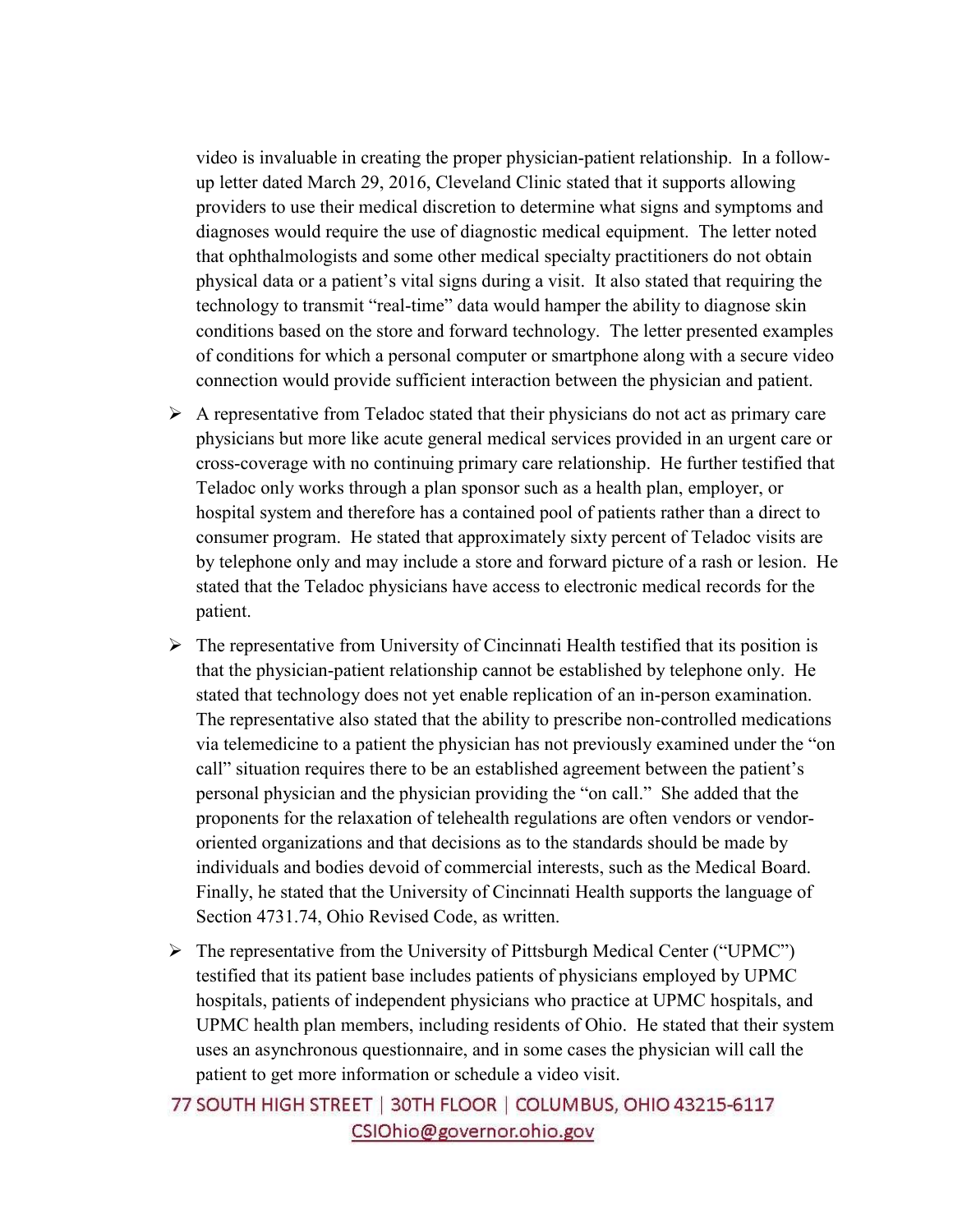video is invaluable in creating the proper physician-patient relationship. In a follow-up letter dated March 29, 2016, Cleveland Clinic stated that it supports allowing providers to use their medical discretion to determine what signs and symptoms and diagnoses would require the use of diagnostic medical equipment. The letter noted that ophthalmologists and some other medical specialty practitioners do not obtain physical data or a patient's vital signs during a visit. It also stated that requiring the technology to transmit "real-time" data would hamper the ability to diagnose skin conditions based on the store and forward technology. The letter presented examples of conditions for which a personal computer or smartphone along with a secure video connection would provide sufficient interaction between the physician and patient.

- A representative from Teladoc stated that their physicians do not act as primary care physicians but more like acute general medical services provided in an urgent care or cross-coverage with no continuing primary care relationship. He further testified that Teladoc only works through a plan sponsor such as a health plan, employer, or hospital system and therefore has a contained pool of patients rather than a direct to consumer program. He stated that approximately sixty percent of Teladoc visits are by telephone only and may include a store and forward picture of a rash or lesion. He stated that the Teladoc physicians have access to electronic medical records for the patient.

- The representative from University of Cincinnati Health testified that its position is that the physician-patient relationship cannot be established by telephone only. He stated that technology does not yet enable replication of an in-person examination. The representative also stated that the ability to prescribe non-controlled medications via telemedicine to a patient the physician has not previously examined under the "on call" situation requires there to be an established agreement between the patient's personal physician and the physician providing the "on call." She added that the proponents for the relaxation of telehealth regulations are often vendors or vendor-oriented organizations and that decisions as to the standards should be made by individuals and bodies devoid of commercial interests, such as the Medical Board. Finally, he stated that the University of Cincinnati Health supports the language of Section 4731.74, Ohio Revised Code, as written.

- The representative from the University of Pittsburgh Medical Center ("UPMC") testified that its patient base includes patients of physicians employed by UPMC hospitals, patients of independent physicians who practice at UPMC hospitals, and UPMC health plan members, including residents of Ohio. He stated that their system uses an asynchronous questionnaire, and in some cases the physician will call the patient to get more information or schedule a video visit.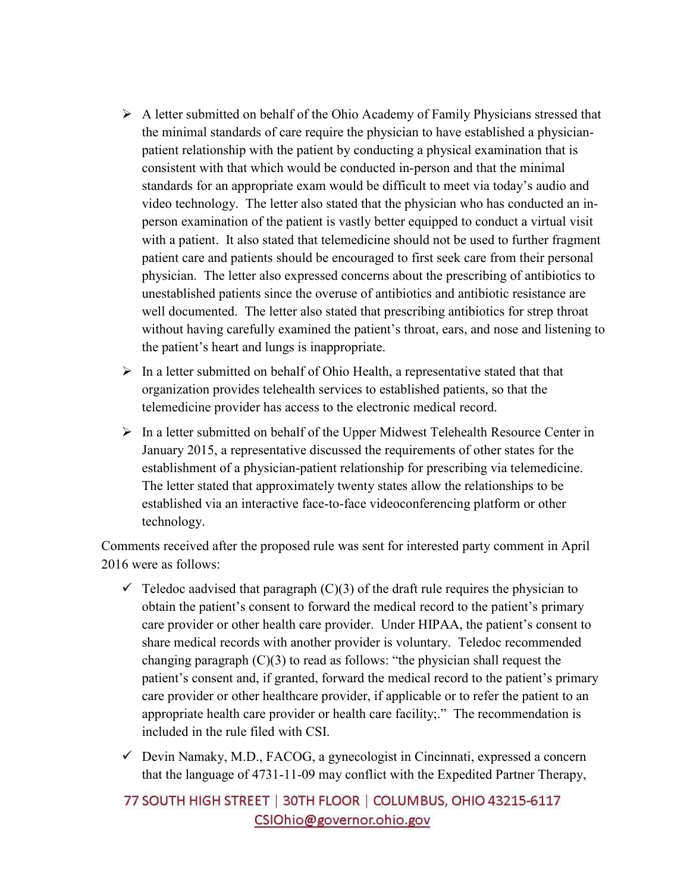- A letter submitted on behalf of the Ohio Academy of Family Physicians stressed that the minimal standards of care require the physician to have established a physician-patient relationship with the patient by conducting a physical examination that is consistent with that which would be conducted in-person and that the minimal standards for an appropriate exam would be difficult to meet via today's audio and video technology. The letter also stated that the physician who has conducted an in-person examination of the patient is vastly better equipped to conduct a virtual visit with a patient. It also stated that telemedicine should not be used to further fragment patient care and patients should be encouraged to first seek care from their personal physician. The letter also expressed concerns about the prescribing of antibiotics to unestablished patients since the overuse of antibiotics and antibiotic resistance are well documented. The letter also stated that prescribing antibiotics for strep throat without having carefully examined the patient's throat, ears, and nose and listening to the patient's heart and lungs is inappropriate.
- In a letter submitted on behalf of Ohio Health, a representative stated that that organization provides telehealth services to established patients, so that the telemedicine provider has access to the electronic medical record.
- In a letter submitted on behalf of the Upper Midwest Telehealth Resource Center in January 2015, a representative discussed the requirements of other states for the establishment of a physician-patient relationship for prescribing via telemedicine. The letter stated that approximately twenty states allow the relationships to be established via an interactive face-to-face videoconferencing platform or other technology.

Comments received after the proposed rule was sent for interested party comment in April 2016 were as follows:

- ✓ Teledoc aadvised that paragraph (C)(3) of the draft rule requires the physician to obtain the patient's consent to forward the medical record to the patient's primary care provider or other health care provider. Under HIPAA, the patient's consent to share medical records with another provider is voluntary. Teledoc recommended changing paragraph (C)(3) to read as follows: "the physician shall request the patient's consent and, if granted, forward the medical record to the patient's primary care provider or other healthcare provider, if applicable or to refer the patient to an appropriate health care provider or health care facility;." The recommendation is included in the rule filed with CSI.
- ✓ Devin Namaky, M.D., FACOG, a gynecologist in Cincinnati, expressed a concern that the language of 4731-11-09 may conflict with the Expedited Partner Therapy,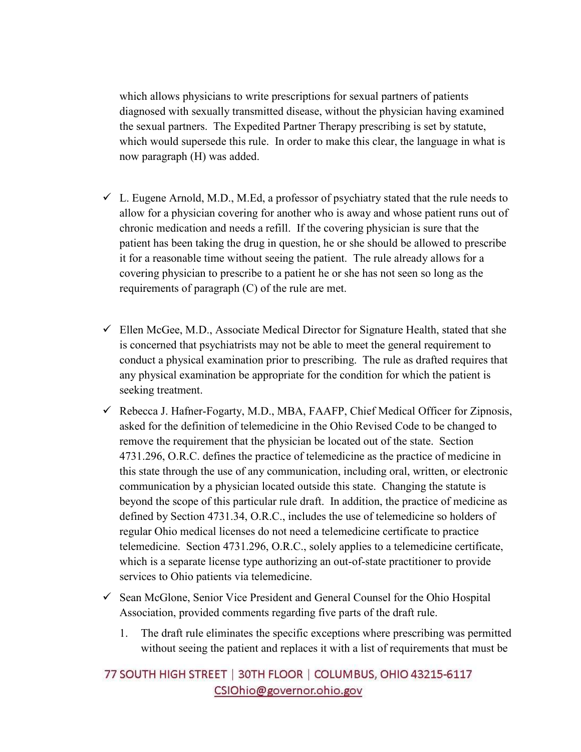which allows physicians to write prescriptions for sexual partners of patients diagnosed with sexually transmitted disease, without the physician having examined the sexual partners. The Expedited Partner Therapy prescribing is set by statute, which would supersede this rule. In order to make this clear, the language in what is now paragraph (H) was added.

- ✓ L. Eugene Arnold, M.D., M.Ed, a professor of psychiatry stated that the rule needs to allow for a physician covering for another who is away and whose patient runs out of chronic medication and needs a refill. If the covering physician is sure that the patient has been taking the drug in question, he or she should be allowed to prescribe it for a reasonable time without seeing the patient. The rule already allows for a covering physician to prescribe to a patient he or she has not seen so long as the requirements of paragraph (C) of the rule are met.

- ✓ Ellen McGee, M.D., Associate Medical Director for Signature Health, stated that she is concerned that psychiatrists may not be able to meet the general requirement to conduct a physical examination prior to prescribing. The rule as drafted requires that any physical examination be appropriate for the condition for which the patient is seeking treatment.
- ✓ Rebecca J. Hafner-Fogarty, M.D., MBA, FAAFP, Chief Medical Officer for Zipnosis, asked for the definition of telemedicine in the Ohio Revised Code to be changed to remove the requirement that the physician be located out of the state. Section 4731.296, O.R.C. defines the practice of telemedicine as the practice of medicine in this state through the use of any communication, including oral, written, or electronic communication by a physician located outside this state. Changing the statute is beyond the scope of this particular rule draft. In addition, the practice of medicine as defined by Section 4731.34, O.R.C., includes the use of telemedicine so holders of regular Ohio medical licenses do not need a telemedicine certificate to practice telemedicine. Section 4731.296, O.R.C., solely applies to a telemedicine certificate, which is a separate license type authorizing an out-of-state practitioner to provide services to Ohio patients via telemedicine.
- ✓ Sean McGlone, Senior Vice President and General Counsel for the Ohio Hospital Association, provided comments regarding five parts of the draft rule.
  1. The draft rule eliminates the specific exceptions where prescribing was permitted without seeing the patient and replaces it with a list of requirements that must be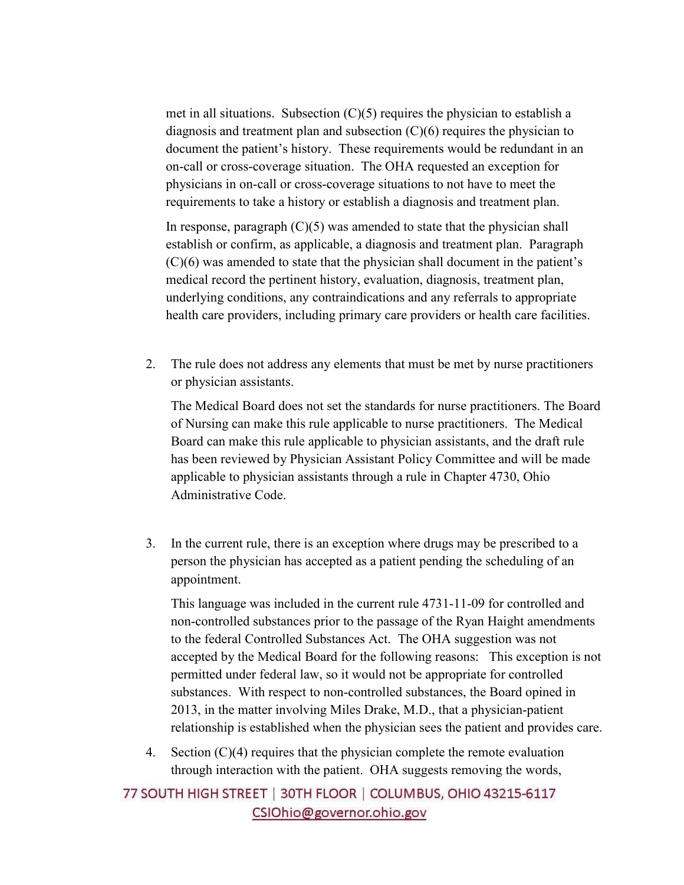met in all situations. Subsection (C)(5) requires the physician to establish a diagnosis and treatment plan and subsection (C)(6) requires the physician to document the patient's history. These requirements would be redundant in an on-call or cross-coverage situation. The OHA requested an exception for physicians in on-call or cross-coverage situations to not have to meet the requirements to take a history or establish a diagnosis and treatment plan.

In response, paragraph (C)(5) was amended to state that the physician shall establish or confirm, as applicable, a diagnosis and treatment plan. Paragraph (C)(6) was amended to state that the physician shall document in the patient's medical record the pertinent history, evaluation, diagnosis, treatment plan, underlying conditions, any contraindications and any referrals to appropriate health care providers, including primary care providers or health care facilities.

2. The rule does not address any elements that must be met by nurse practitioners or physician assistants.

   The Medical Board does not set the standards for nurse practitioners. The Board of Nursing can make this rule applicable to nurse practitioners. The Medical Board can make this rule applicable to physician assistants, and the draft rule has been reviewed by Physician Assistant Policy Committee and will be made applicable to physician assistants through a rule in Chapter 4730, Ohio Administrative Code.

3. In the current rule, there is an exception where drugs may be prescribed to a person the physician has accepted as a patient pending the scheduling of an appointment.

   This language was included in the current rule 4731-11-09 for controlled and non-controlled substances prior to the passage of the Ryan Haight amendments to the federal Controlled Substances Act. The OHA suggestion was not accepted by the Medical Board for the following reasons: This exception is not permitted under federal law, so it would not be appropriate for controlled substances. With respect to non-controlled substances, the Board opined in 2013, in the matter involving Miles Drake, M.D., that a physician-patient relationship is established when the physician sees the patient and provides care.

4. Section (C)(4) requires that the physician complete the remote evaluation through interaction with the patient. OHA suggests removing the words,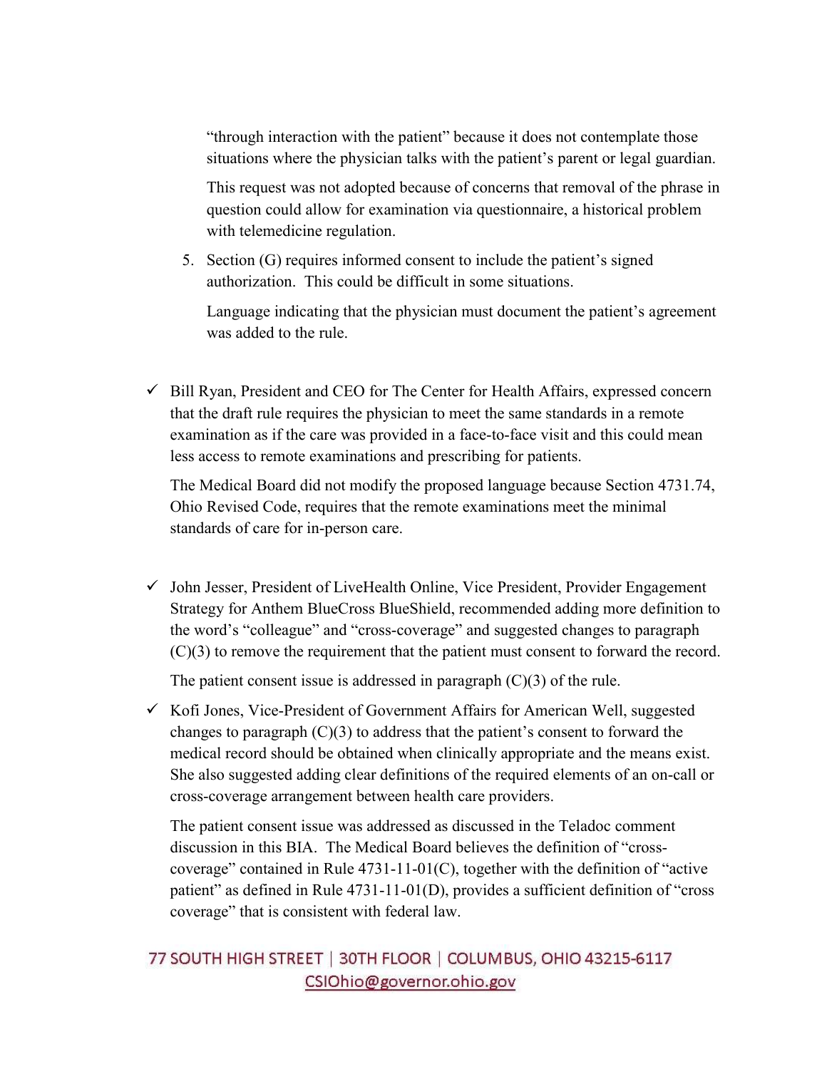"through interaction with the patient" because it does not contemplate those situations where the physician talks with the patient's parent or legal guardian.

This request was not adopted because of concerns that removal of the phrase in question could allow for examination via questionnaire, a historical problem with telemedicine regulation.

5. Section (G) requires informed consent to include the patient's signed authorization. This could be difficult in some situations.

   Language indicating that the physician must document the patient's agreement was added to the rule.

- ✓ Bill Ryan, President and CEO for The Center for Health Affairs, expressed concern that the draft rule requires the physician to meet the same standards in a remote examination as if the care was provided in a face-to-face visit and this could mean less access to remote examinations and prescribing for patients.

  The Medical Board did not modify the proposed language because Section 4731.74, Ohio Revised Code, requires that the remote examinations meet the minimal standards of care for in-person care.

- ✓ John Jesser, President of LiveHealth Online, Vice President, Provider Engagement Strategy for Anthem BlueCross BlueShield, recommended adding more definition to the word's "colleague" and "cross-coverage" and suggested changes to paragraph (C)(3) to remove the requirement that the patient must consent to forward the record.

  The patient consent issue is addressed in paragraph (C)(3) of the rule.

- ✓ Kofi Jones, Vice-President of Government Affairs for American Well, suggested changes to paragraph (C)(3) to address that the patient's consent to forward the medical record should be obtained when clinically appropriate and the means exist. She also suggested adding clear definitions of the required elements of an on-call or cross-coverage arrangement between health care providers.

  The patient consent issue was addressed as discussed in the Teladoc comment discussion in this BIA. The Medical Board believes the definition of "cross-coverage" contained in Rule 4731-11-01(C), together with the definition of "active patient" as defined in Rule 4731-11-01(D), provides a sufficient definition of "cross coverage" that is consistent with federal law.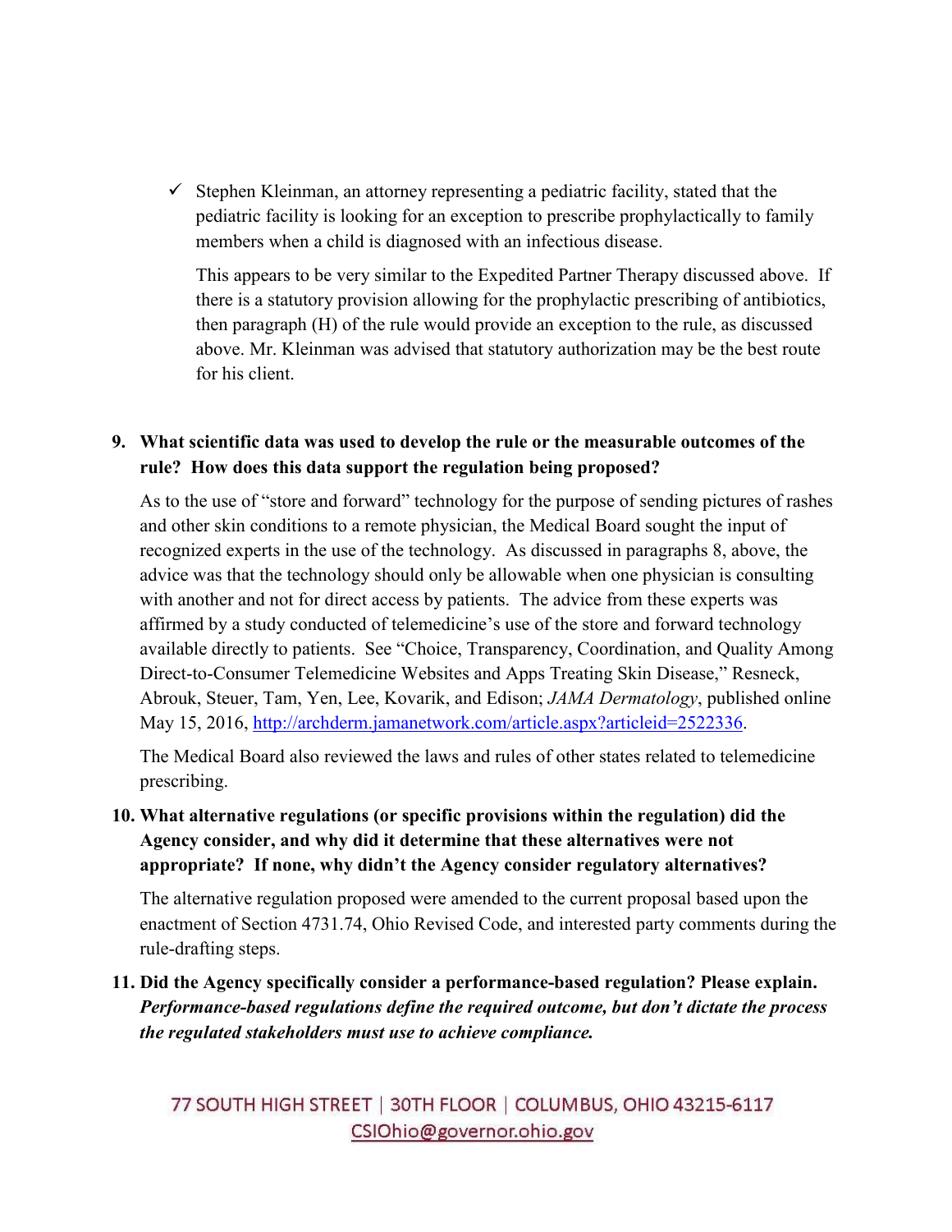- ✓ Stephen Kleinman, an attorney representing a pediatric facility, stated that the pediatric facility is looking for an exception to prescribe prophylactically to family members when a child is diagnosed with an infectious disease.

  This appears to be very similar to the Expedited Partner Therapy discussed above. If there is a statutory provision allowing for the prophylactic prescribing of antibiotics, then paragraph (H) of the rule would provide an exception to the rule, as discussed above. Mr. Kleinman was advised that statutory authorization may be the best route for his client.

**9. What scientific data was used to develop the rule or the measurable outcomes of the rule? How does this data support the regulation being proposed?**

As to the use of "store and forward" technology for the purpose of sending pictures of rashes and other skin conditions to a remote physician, the Medical Board sought the input of recognized experts in the use of the technology. As discussed in paragraphs 8, above, the advice was that the technology should only be allowable when one physician is consulting with another and not for direct access by patients. The advice from these experts was affirmed by a study conducted of telemedicine's use of the store and forward technology available directly to patients. See "Choice, Transparency, Coordination, and Quality Among Direct-to-Consumer Telemedicine Websites and Apps Treating Skin Disease," Resneck, Abrouk, Steuer, Tam, Yen, Lee, Kovarik, and Edison; *JAMA Dermatology*, published online May 15, 2016, http://archderm.jamanetwork.com/article.aspx?articleid=2522336.

The Medical Board also reviewed the laws and rules of other states related to telemedicine prescribing.

**10. What alternative regulations (or specific provisions within the regulation) did the Agency consider, and why did it determine that these alternatives were not appropriate? If none, why didn't the Agency consider regulatory alternatives?**

The alternative regulation proposed were amended to the current proposal based upon the enactment of Section 4731.74, Ohio Revised Code, and interested party comments during the rule-drafting steps.

**11. Did the Agency specifically consider a performance-based regulation? Please explain.** ***Performance-based regulations define the required outcome, but don't dictate the process the regulated stakeholders must use to achieve compliance.***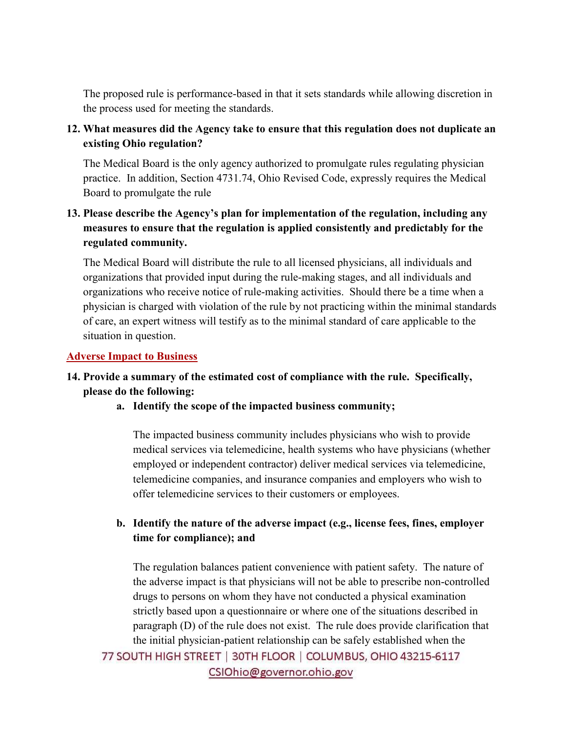The proposed rule is performance-based in that it sets standards while allowing discretion in the process used for meeting the standards.

**12. What measures did the Agency take to ensure that this regulation does not duplicate an existing Ohio regulation?**

The Medical Board is the only agency authorized to promulgate rules regulating physician practice. In addition, Section 4731.74, Ohio Revised Code, expressly requires the Medical Board to promulgate the rule

**13. Please describe the Agency's plan for implementation of the regulation, including any measures to ensure that the regulation is applied consistently and predictably for the regulated community.**

The Medical Board will distribute the rule to all licensed physicians, all individuals and organizations that provided input during the rule-making stages, and all individuals and organizations who receive notice of rule-making activities. Should there be a time when a physician is charged with violation of the rule by not practicing within the minimal standards of care, an expert witness will testify as to the minimal standard of care applicable to the situation in question.

## Adverse Impact to Business

**14. Provide a summary of the estimated cost of compliance with the rule. Specifically, please do the following:**

**a. Identify the scope of the impacted business community;**

The impacted business community includes physicians who wish to provide medical services via telemedicine, health systems who have physicians (whether employed or independent contractor) deliver medical services via telemedicine, telemedicine companies, and insurance companies and employers who wish to offer telemedicine services to their customers or employees.

**b. Identify the nature of the adverse impact (e.g., license fees, fines, employer time for compliance); and**

The regulation balances patient convenience with patient safety. The nature of the adverse impact is that physicians will not be able to prescribe non-controlled drugs to persons on whom they have not conducted a physical examination strictly based upon a questionnaire or where one of the situations described in paragraph (D) of the rule does not exist. The rule does provide clarification that the initial physician-patient relationship can be safely established when the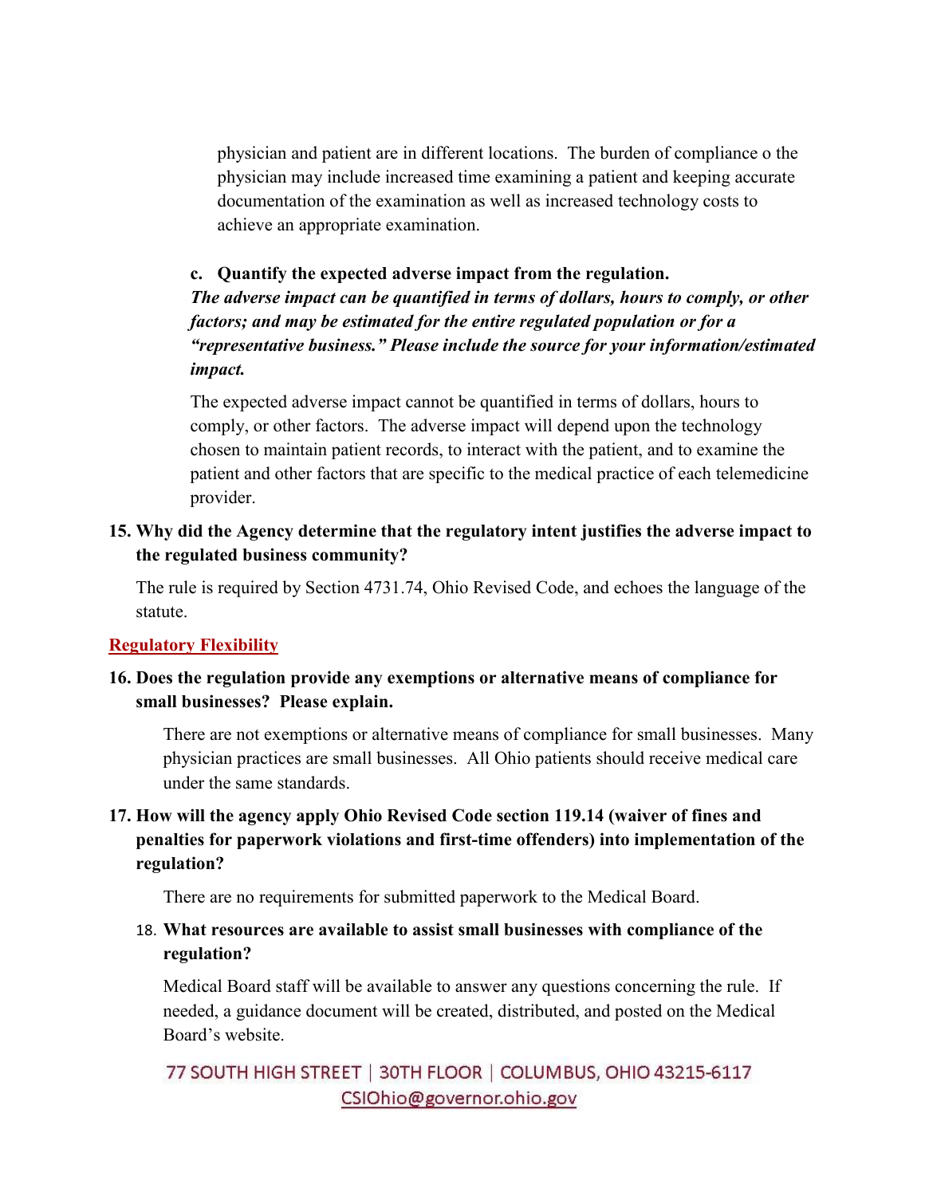physician and patient are in different locations. The burden of compliance o the physician may include increased time examining a patient and keeping accurate documentation of the examination as well as increased technology costs to achieve an appropriate examination.

**c. Quantify the expected adverse impact from the regulation.**
***The adverse impact can be quantified in terms of dollars, hours to comply, or other factors; and may be estimated for the entire regulated population or for a "representative business." Please include the source for your information/estimated impact.***

The expected adverse impact cannot be quantified in terms of dollars, hours to comply, or other factors. The adverse impact will depend upon the technology chosen to maintain patient records, to interact with the patient, and to examine the patient and other factors that are specific to the medical practice of each telemedicine provider.

**15. Why did the Agency determine that the regulatory intent justifies the adverse impact to the regulated business community?**

The rule is required by Section 4731.74, Ohio Revised Code, and echoes the language of the statute.

## Regulatory Flexibility

**16. Does the regulation provide any exemptions or alternative means of compliance for small businesses? Please explain.**

There are not exemptions or alternative means of compliance for small businesses. Many physician practices are small businesses. All Ohio patients should receive medical care under the same standards.

**17. How will the agency apply Ohio Revised Code section 119.14 (waiver of fines and penalties for paperwork violations and first-time offenders) into implementation of the regulation?**

There are no requirements for submitted paperwork to the Medical Board.

**18. What resources are available to assist small businesses with compliance of the regulation?**

Medical Board staff will be available to answer any questions concerning the rule. If needed, a guidance document will be created, distributed, and posted on the Medical Board's website.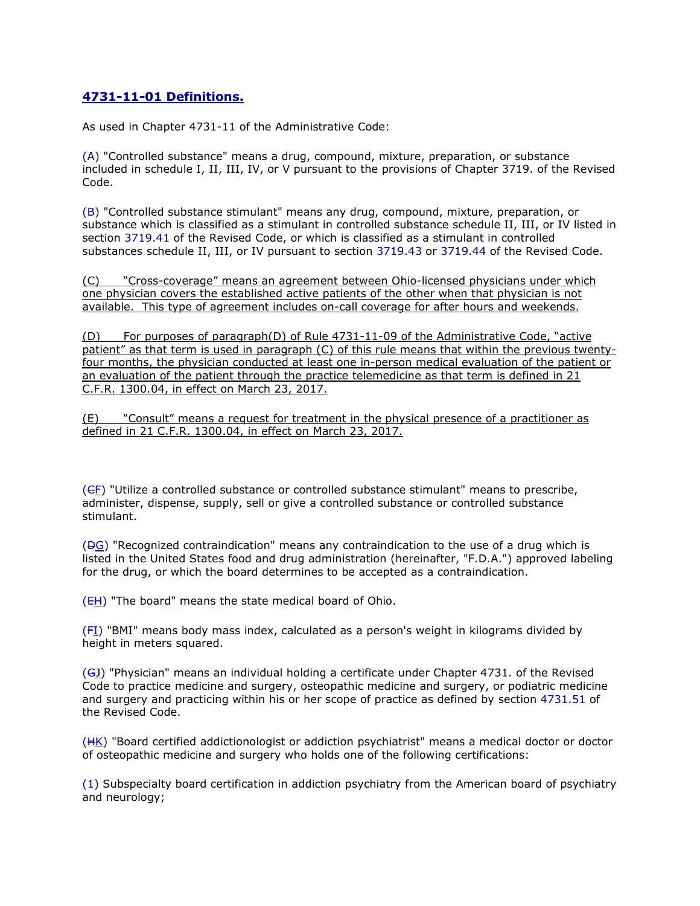## **4731-11-01 Definitions.**

As used in Chapter 4731-11 of the Administrative Code:

(A) "Controlled substance" means a drug, compound, mixture, preparation, or substance included in schedule I, II, III, IV, or V pursuant to the provisions of Chapter 3719. of the Revised Code.

(B) "Controlled substance stimulant" means any drug, compound, mixture, preparation, or substance which is classified as a stimulant in controlled substance schedule II, III, or IV listed in section 3719.41 of the Revised Code, or which is classified as a stimulant in controlled substances schedule II, III, or IV pursuant to section 3719.43 or 3719.44 of the Revised Code.

<u>(C) "Cross-coverage" means an agreement between Ohio-licensed physicians under which one physician covers the established active patients of the other when that physician is not available. This type of agreement includes on-call coverage for after hours and weekends.</u>

<u>(D) For purposes of paragraph(D) of Rule 4731-11-09 of the Administrative Code, "active patient" as that term is used in paragraph (C) of this rule means that within the previous twenty-four months, the physician conducted at least one in-person medical evaluation of the patient or an evaluation of the patient through the practice telemedicine as that term is defined in 21 C.F.R. 1300.04, in effect on March 23, 2017.</u>

<u>(E) "Consult" means a request for treatment in the physical presence of a practitioner as defined in 21 C.F.R. 1300.04, in effect on March 23, 2017.</u>

(~~C~~<u>F</u>) "Utilize a controlled substance or controlled substance stimulant" means to prescribe, administer, dispense, supply, sell or give a controlled substance or controlled substance stimulant.

(~~D~~<u>G</u>) "Recognized contraindication" means any contraindication to the use of a drug which is listed in the United States food and drug administration (hereinafter, "F.D.A.") approved labeling for the drug, or which the board determines to be accepted as a contraindication.

(~~E~~<u>H</u>) "The board" means the state medical board of Ohio.

(~~F~~<u>I</u>) "BMI" means body mass index, calculated as a person's weight in kilograms divided by height in meters squared.

(~~G~~<u>J</u>) "Physician" means an individual holding a certificate under Chapter 4731. of the Revised Code to practice medicine and surgery, osteopathic medicine and surgery, or podiatric medicine and surgery and practicing within his or her scope of practice as defined by section 4731.51 of the Revised Code.

(~~H~~<u>K</u>) "Board certified addictionologist or addiction psychiatrist" means a medical doctor or doctor of osteopathic medicine and surgery who holds one of the following certifications:

(1) Subspecialty board certification in addiction psychiatry from the American board of psychiatry and neurology;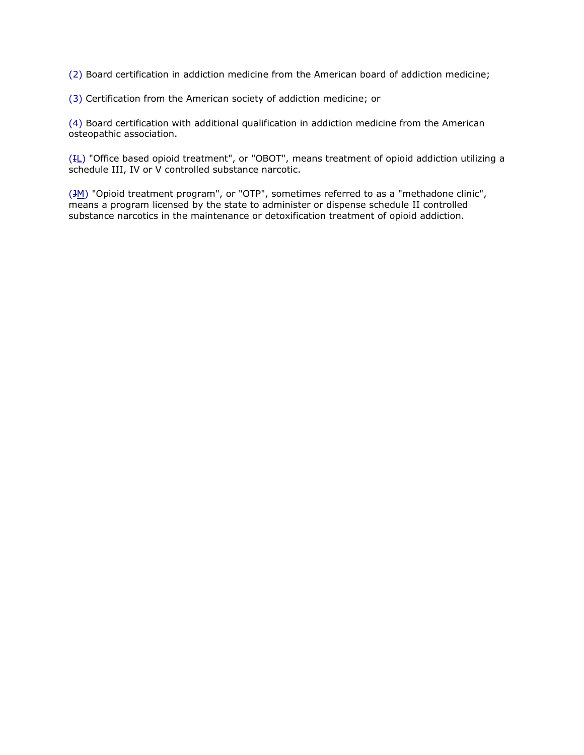(2) Board certification in addiction medicine from the American board of addiction medicine;

(3) Certification from the American society of addiction medicine; or

(4) Board certification with additional qualification in addiction medicine from the American osteopathic association.

(~~I~~<u>L</u>) "Office based opioid treatment", or "OBOT", means treatment of opioid addiction utilizing a schedule III, IV or V controlled substance narcotic.

(~~J~~<u>M</u>) "Opioid treatment program", or "OTP", sometimes referred to as a "methadone clinic", means a program licensed by the state to administer or dispense schedule II controlled substance narcotics in the maintenance or detoxification treatment of opioid addiction.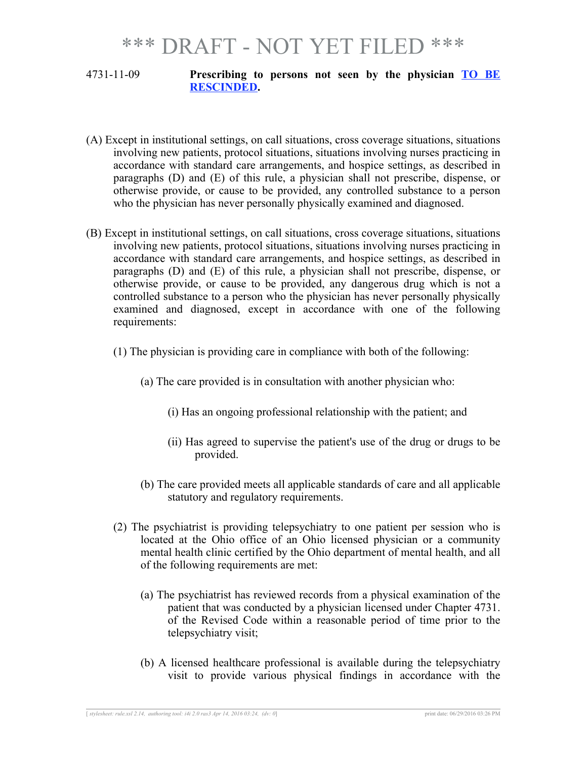# *** DRAFT - NOT YET FILED ***

4731-11-09 **Prescribing to persons not seen by the physician TO BE RESCINDED.**

(A) Except in institutional settings, on call situations, cross coverage situations, situations involving new patients, protocol situations, situations involving nurses practicing in accordance with standard care arrangements, and hospice settings, as described in paragraphs (D) and (E) of this rule, a physician shall not prescribe, dispense, or otherwise provide, or cause to be provided, any controlled substance to a person who the physician has never personally physically examined and diagnosed.

(B) Except in institutional settings, on call situations, cross coverage situations, situations involving new patients, protocol situations, situations involving nurses practicing in accordance with standard care arrangements, and hospice settings, as described in paragraphs (D) and (E) of this rule, a physician shall not prescribe, dispense, or otherwise provide, or cause to be provided, any dangerous drug which is not a controlled substance to a person who the physician has never personally physically examined and diagnosed, except in accordance with one of the following requirements:

(1) The physician is providing care in compliance with both of the following:

(a) The care provided is in consultation with another physician who:

(i) Has an ongoing professional relationship with the patient; and

(ii) Has agreed to supervise the patient's use of the drug or drugs to be provided.

(b) The care provided meets all applicable standards of care and all applicable statutory and regulatory requirements.

(2) The psychiatrist is providing telepsychiatry to one patient per session who is located at the Ohio office of an Ohio licensed physician or a community mental health clinic certified by the Ohio department of mental health, and all of the following requirements are met:

(a) The psychiatrist has reviewed records from a physical examination of the patient that was conducted by a physician licensed under Chapter 4731. of the Revised Code within a reasonable period of time prior to the telepsychiatry visit;

(b) A licensed healthcare professional is available during the telepsychiatry visit to provide various physical findings in accordance with the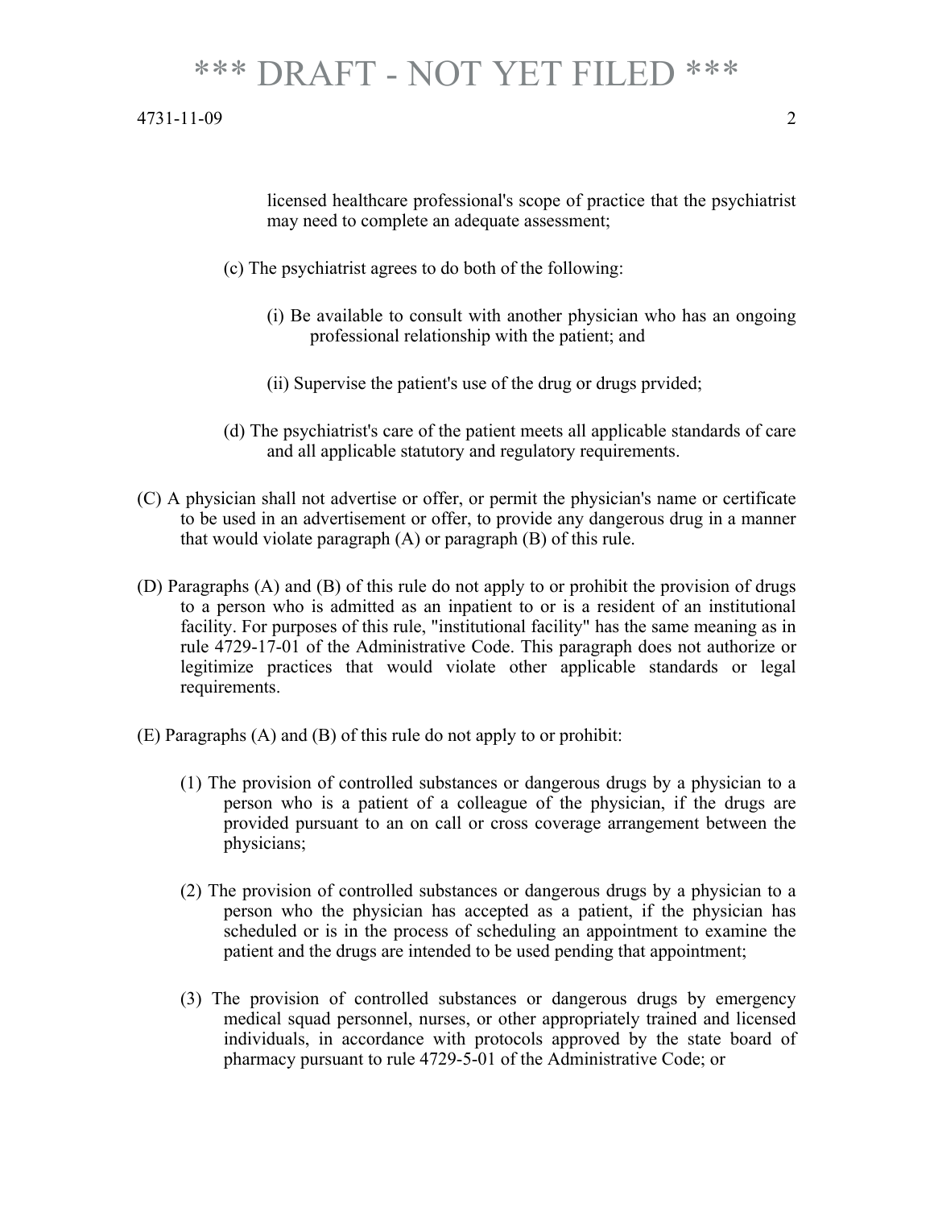licensed healthcare professional's scope of practice that the psychiatrist may need to complete an adequate assessment;

(c) The psychiatrist agrees to do both of the following:

(i) Be available to consult with another physician who has an ongoing professional relationship with the patient; and

(ii) Supervise the patient's use of the drug or drugs prvided;

(d) The psychiatrist's care of the patient meets all applicable standards of care and all applicable statutory and regulatory requirements.

(C) A physician shall not advertise or offer, or permit the physician's name or certificate to be used in an advertisement or offer, to provide any dangerous drug in a manner that would violate paragraph (A) or paragraph (B) of this rule.

(D) Paragraphs (A) and (B) of this rule do not apply to or prohibit the provision of drugs to a person who is admitted as an inpatient to or is a resident of an institutional facility. For purposes of this rule, "institutional facility" has the same meaning as in rule 4729-17-01 of the Administrative Code. This paragraph does not authorize or legitimize practices that would violate other applicable standards or legal requirements.

(E) Paragraphs (A) and (B) of this rule do not apply to or prohibit:

(1) The provision of controlled substances or dangerous drugs by a physician to a person who is a patient of a colleague of the physician, if the drugs are provided pursuant to an on call or cross coverage arrangement between the physicians;

(2) The provision of controlled substances or dangerous drugs by a physician to a person who the physician has accepted as a patient, if the physician has scheduled or is in the process of scheduling an appointment to examine the patient and the drugs are intended to be used pending that appointment;

(3) The provision of controlled substances or dangerous drugs by emergency medical squad personnel, nurses, or other appropriately trained and licensed individuals, in accordance with protocols approved by the state board of pharmacy pursuant to rule 4729-5-01 of the Administrative Code; or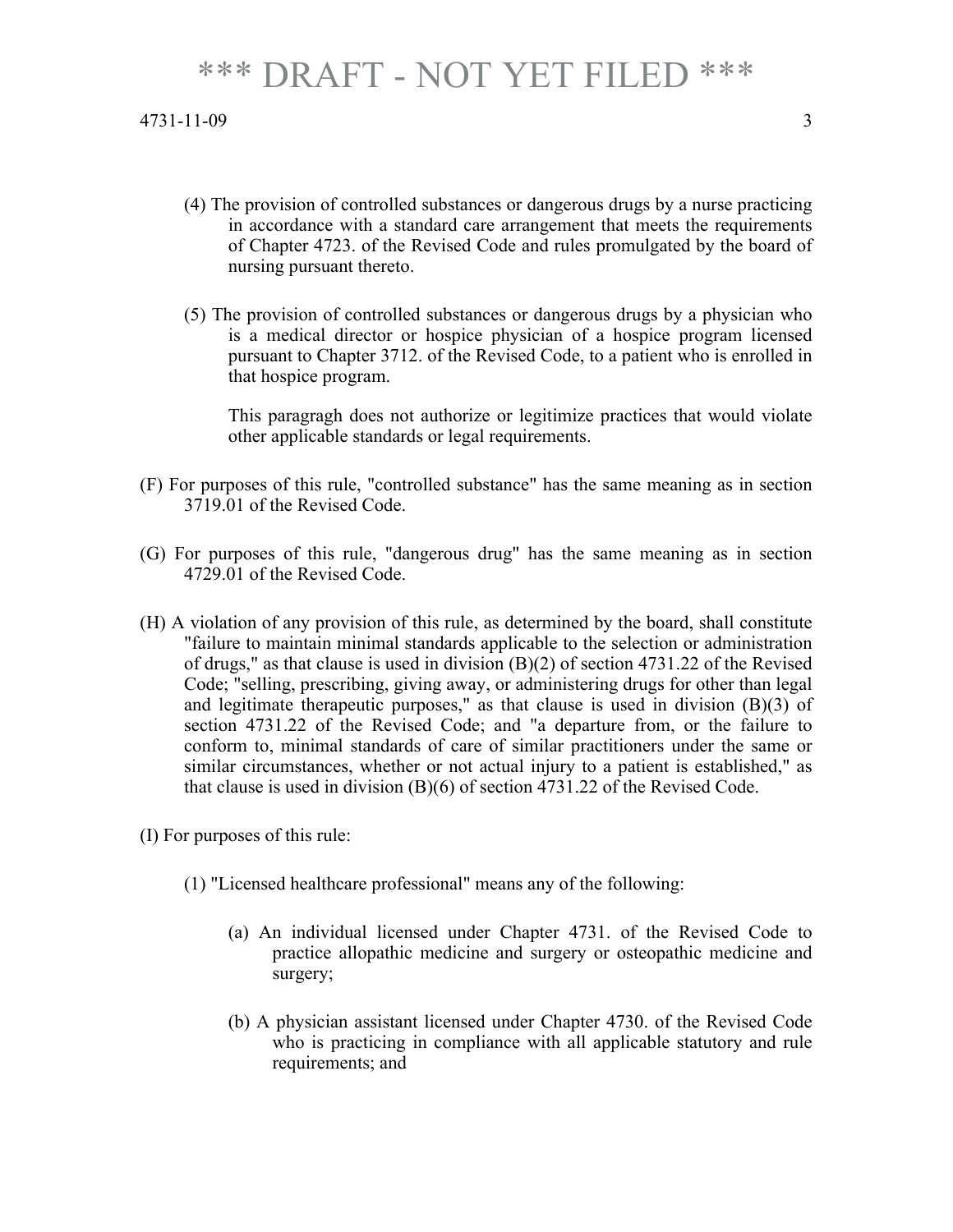(4) The provision of controlled substances or dangerous drugs by a nurse practicing in accordance with a standard care arrangement that meets the requirements of Chapter 4723. of the Revised Code and rules promulgated by the board of nursing pursuant thereto.

(5) The provision of controlled substances or dangerous drugs by a physician who is a medical director or hospice physician of a hospice program licensed pursuant to Chapter 3712. of the Revised Code, to a patient who is enrolled in that hospice program.

This paragragh does not authorize or legitimize practices that would violate other applicable standards or legal requirements.

(F) For purposes of this rule, "controlled substance" has the same meaning as in section 3719.01 of the Revised Code.

(G) For purposes of this rule, "dangerous drug" has the same meaning as in section 4729.01 of the Revised Code.

(H) A violation of any provision of this rule, as determined by the board, shall constitute "failure to maintain minimal standards applicable to the selection or administration of drugs," as that clause is used in division (B)(2) of section 4731.22 of the Revised Code; "selling, prescribing, giving away, or administering drugs for other than legal and legitimate therapeutic purposes," as that clause is used in division (B)(3) of section 4731.22 of the Revised Code; and "a departure from, or the failure to conform to, minimal standards of care of similar practitioners under the same or similar circumstances, whether or not actual injury to a patient is established," as that clause is used in division (B)(6) of section 4731.22 of the Revised Code.

(I) For purposes of this rule:

(1) "Licensed healthcare professional" means any of the following:

(a) An individual licensed under Chapter 4731. of the Revised Code to practice allopathic medicine and surgery or osteopathic medicine and surgery;

(b) A physician assistant licensed under Chapter 4730. of the Revised Code who is practicing in compliance with all applicable statutory and rule requirements; and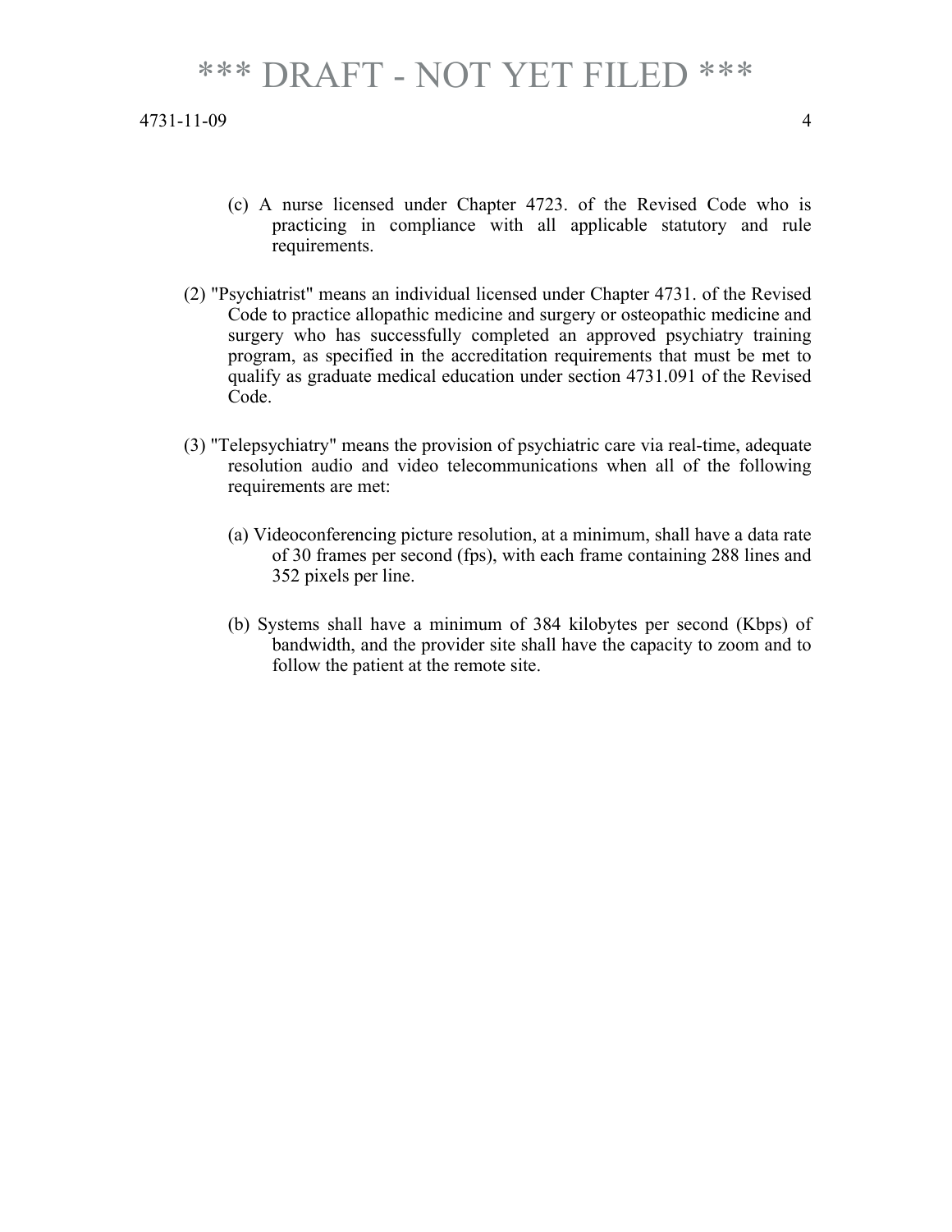(c) A nurse licensed under Chapter 4723. of the Revised Code who is practicing in compliance with all applicable statutory and rule requirements.

(2) "Psychiatrist" means an individual licensed under Chapter 4731. of the Revised Code to practice allopathic medicine and surgery or osteopathic medicine and surgery who has successfully completed an approved psychiatry training program, as specified in the accreditation requirements that must be met to qualify as graduate medical education under section 4731.091 of the Revised Code.

(3) "Telepsychiatry" means the provision of psychiatric care via real-time, adequate resolution audio and video telecommunications when all of the following requirements are met:

(a) Videoconferencing picture resolution, at a minimum, shall have a data rate of 30 frames per second (fps), with each frame containing 288 lines and 352 pixels per line.

(b) Systems shall have a minimum of 384 kilobytes per second (Kbps) of bandwidth, and the provider site shall have the capacity to zoom and to follow the patient at the remote site.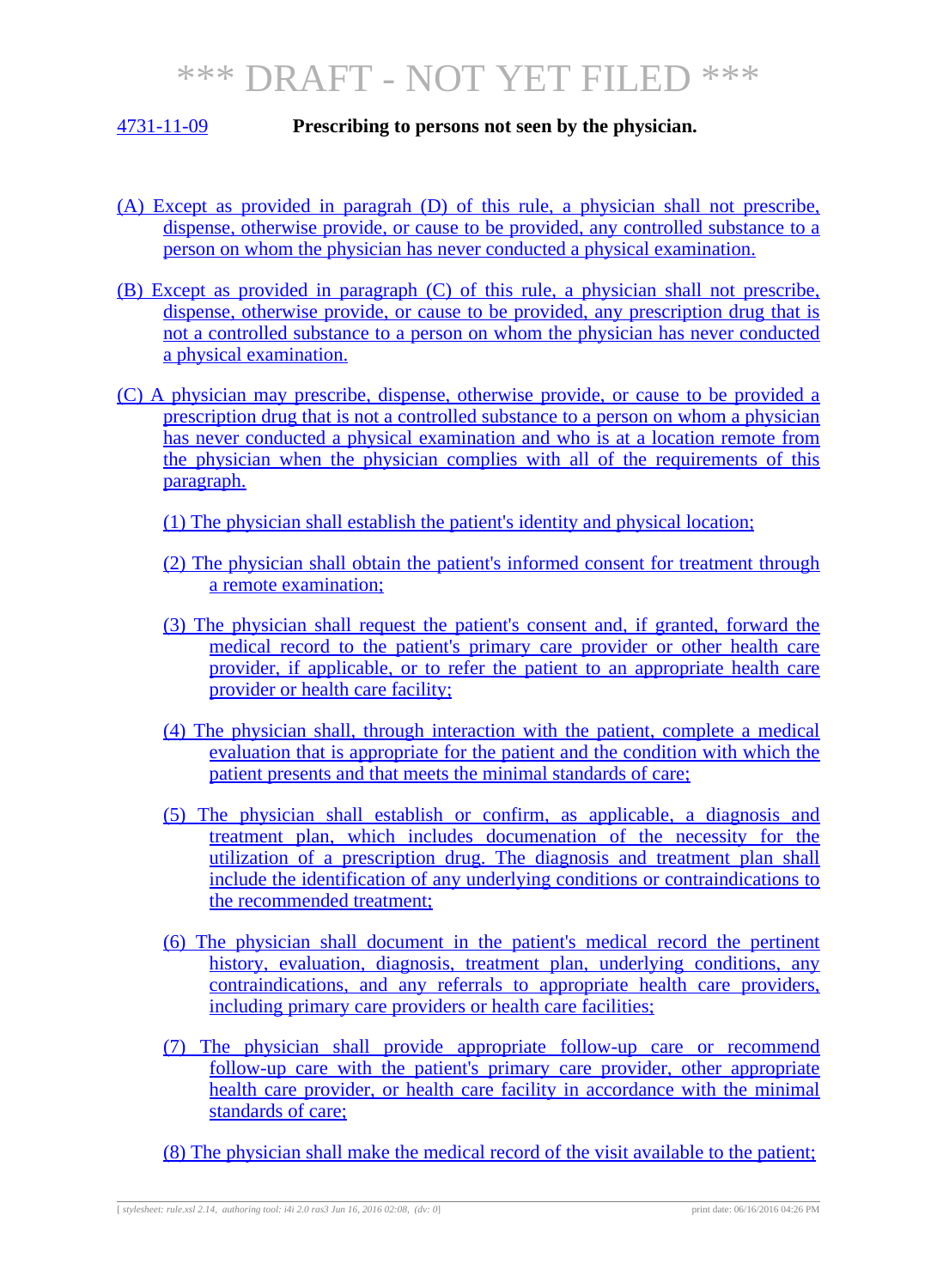# *** DRAFT - NOT YET FILED ***

## 4731-11-09 **Prescribing to persons not seen by the physician.**

(A) Except as provided in paragraph (D) of this rule, a physician shall not prescribe, dispense, otherwise provide, or cause to be provided, any controlled substance to a person on whom the physician has never conducted a physical examination.

(B) Except as provided in paragraph (C) of this rule, a physician shall not prescribe, dispense, otherwise provide, or cause to be provided, any prescription drug that is not a controlled substance to a person on whom the physician has never conducted a physical examination.

(C) A physician may prescribe, dispense, otherwise provide, or cause to be provided a prescription drug that is not a controlled substance to a person on whom a physician has never conducted a physical examination and who is at a location remote from the physician when the physician complies with all of the requirements of this paragraph.

(1) The physician shall establish the patient's identity and physical location;

(2) The physician shall obtain the patient's informed consent for treatment through a remote examination;

(3) The physician shall request the patient's consent and, if granted, forward the medical record to the patient's primary care provider or other health care provider, if applicable, or to refer the patient to an appropriate health care provider or health care facility;

(4) The physician shall, through interaction with the patient, complete a medical evaluation that is appropriate for the patient and the condition with which the patient presents and that meets the minimal standards of care;

(5) The physician shall establish or confirm, as applicable, a diagnosis and treatment plan, which includes documenation of the necessity for the utilization of a prescription drug. The diagnosis and treatment plan shall include the identification of any underlying conditions or contraindications to the recommended treatment;

(6) The physician shall document in the patient's medical record the pertinent history, evaluation, diagnosis, treatment plan, underlying conditions, any contraindications, and any referrals to appropriate health care providers, including primary care providers or health care facilities;

(7) The physician shall provide appropriate follow-up care or recommend follow-up care with the patient's primary care provider, other appropriate health care provider, or health care facility in accordance with the minimal standards of care;

(8) The physician shall make the medical record of the visit available to the patient;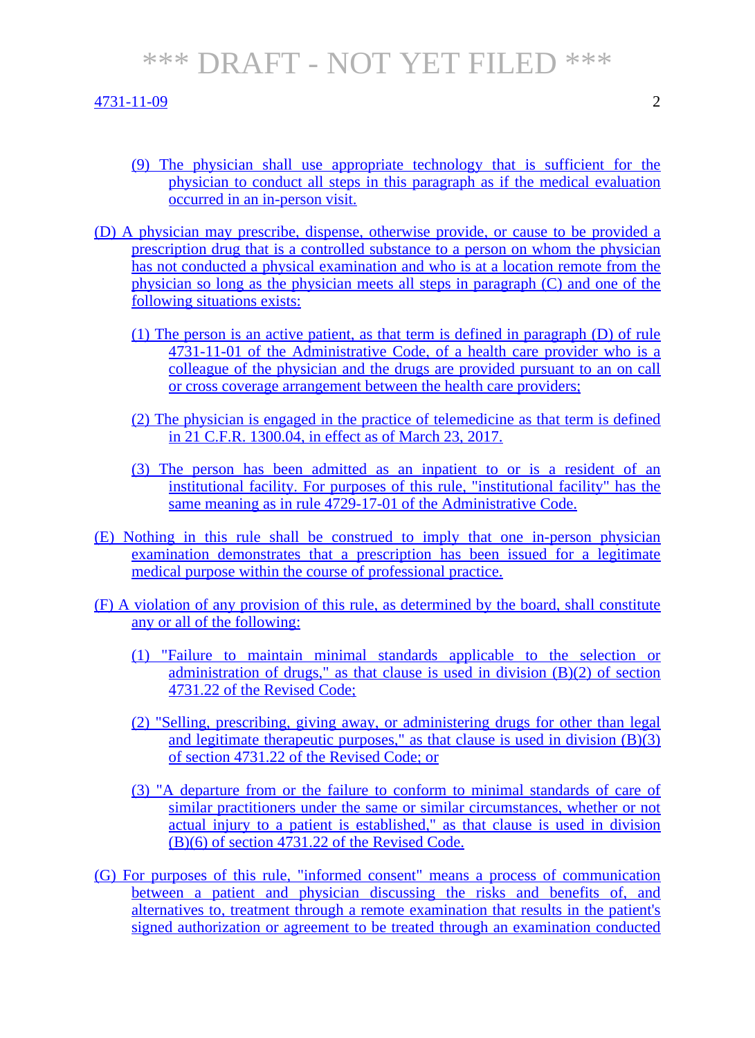(9) The physician shall use appropriate technology that is sufficient for the physician to conduct all steps in this paragraph as if the medical evaluation occurred in an in-person visit.

(D) A physician may prescribe, dispense, otherwise provide, or cause to be provided a prescription drug that is a controlled substance to a person on whom the physician has not conducted a physical examination and who is at a location remote from the physician so long as the physician meets all steps in paragraph (C) and one of the following situations exists:

(1) The person is an active patient, as that term is defined in paragraph (D) of rule 4731-11-01 of the Administrative Code, of a health care provider who is a colleague of the physician and the drugs are provided pursuant to an on call or cross coverage arrangement between the health care providers;

(2) The physician is engaged in the practice of telemedicine as that term is defined in 21 C.F.R. 1300.04, in effect as of March 23, 2017.

(3) The person has been admitted as an inpatient to or is a resident of an institutional facility. For purposes of this rule, "institutional facility" has the same meaning as in rule 4729-17-01 of the Administrative Code.

(E) Nothing in this rule shall be construed to imply that one in-person physician examination demonstrates that a prescription has been issued for a legitimate medical purpose within the course of professional practice.

(F) A violation of any provision of this rule, as determined by the board, shall constitute any or all of the following:

(1) "Failure to maintain minimal standards applicable to the selection or administration of drugs," as that clause is used in division (B)(2) of section 4731.22 of the Revised Code;

(2) "Selling, prescribing, giving away, or administering drugs for other than legal and legitimate therapeutic purposes," as that clause is used in division (B)(3) of section 4731.22 of the Revised Code; or

(3) "A departure from or the failure to conform to minimal standards of care of similar practitioners under the same or similar circumstances, whether or not actual injury to a patient is established," as that clause is used in division (B)(6) of section 4731.22 of the Revised Code.

(G) For purposes of this rule, "informed consent" means a process of communication between a patient and physician discussing the risks and benefits of, and alternatives to, treatment through a remote examination that results in the patient's signed authorization or agreement to be treated through an examination conducted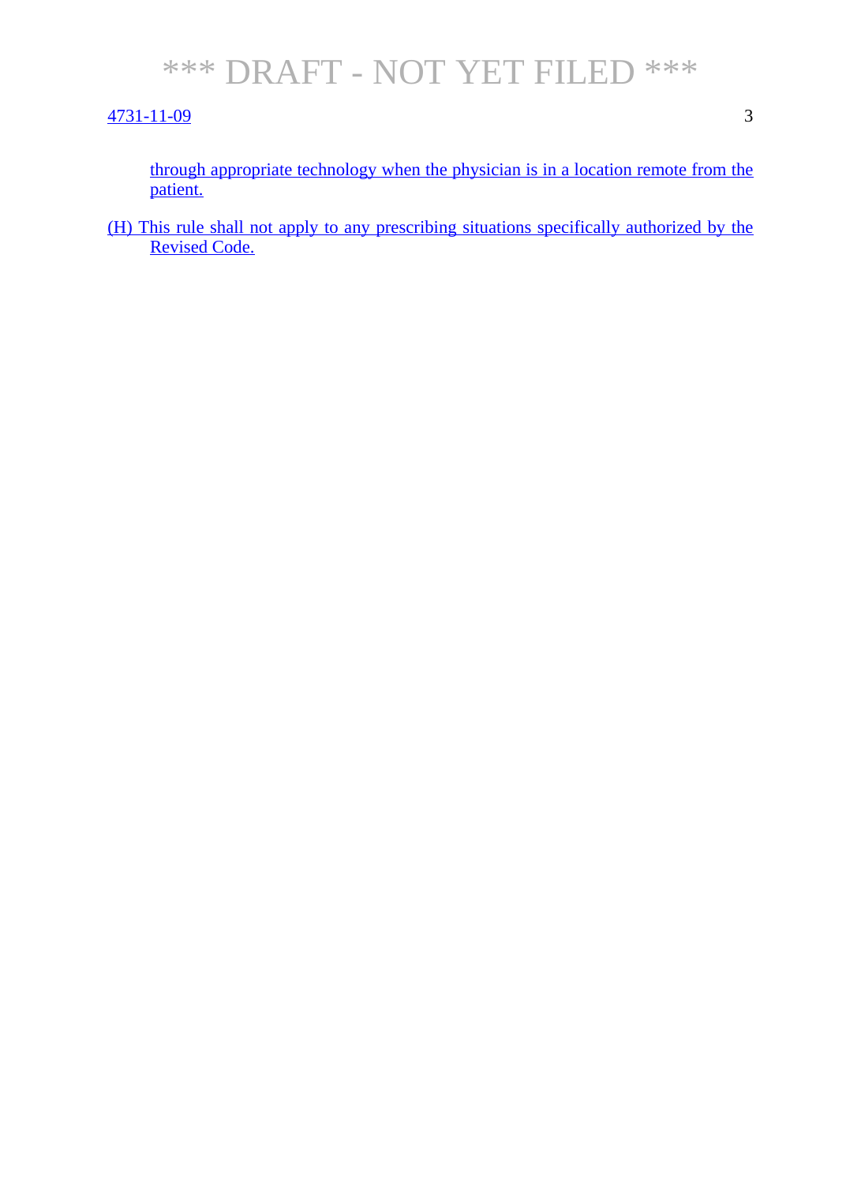through appropriate technology when the physician is in a location remote from the patient.

(H) This rule shall not apply to any prescribing situations specifically authorized by the Revised Code.